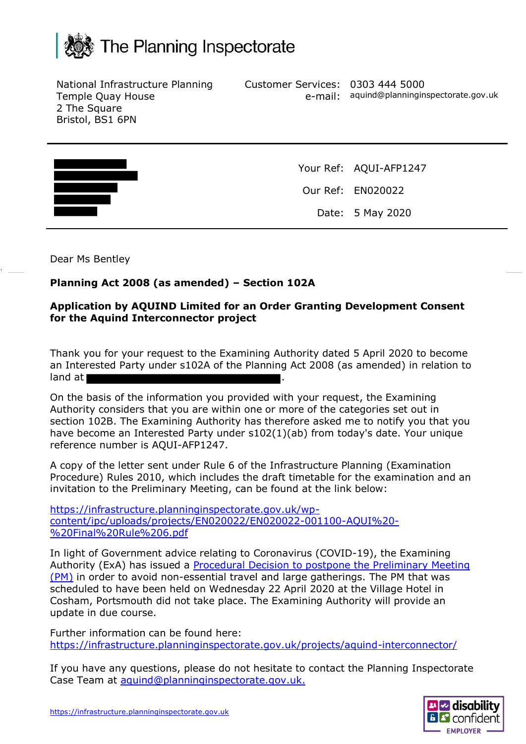# The Planning Inspectorate

National Infrastructure Planning
Temple Quay House
2 The Square
Bristol, BS1 6PN

Customer Services: 0303 444 5000
e-mail: aquind@planninginspectorate.gov.uk

Your Ref: AQUI-AFP1247
Our Ref: EN020022
Date: 5 May 2020

Dear Ms Bentley

**Planning Act 2008 (as amended) – Section 102A**

**Application by AQUIND Limited for an Order Granting Development Consent for the Aquind Interconnector project**

Thank you for your request to the Examining Authority dated 5 April 2020 to become an Interested Party under s102A of the Planning Act 2008 (as amended) in relation to land at ████████████████.

On the basis of the information you provided with your request, the Examining Authority considers that you are within one or more of the categories set out in section 102B. The Examining Authority has therefore asked me to notify you that you have become an Interested Party under s102(1)(ab) from today's date. Your unique reference number is AQUI-AFP1247.

A copy of the letter sent under Rule 6 of the Infrastructure Planning (Examination Procedure) Rules 2010, which includes the draft timetable for the examination and an invitation to the Preliminary Meeting, can be found at the link below:

https://infrastructure.planninginspectorate.gov.uk/wp-content/ipc/uploads/projects/EN020022/EN020022-001100-AQUI%20-%20Final%20Rule%206.pdf

In light of Government advice relating to Coronavirus (COVID-19), the Examining Authority (ExA) has issued a Procedural Decision to postpone the Preliminary Meeting (PM) in order to avoid non-essential travel and large gatherings. The PM that was scheduled to have been held on Wednesday 22 April 2020 at the Village Hotel in Cosham, Portsmouth did not take place. The Examining Authority will provide an update in due course.

Further information can be found here:
https://infrastructure.planninginspectorate.gov.uk/projects/aquind-interconnector/

If you have any questions, please do not hesitate to contact the Planning Inspectorate Case Team at aquind@planninginspectorate.gov.uk.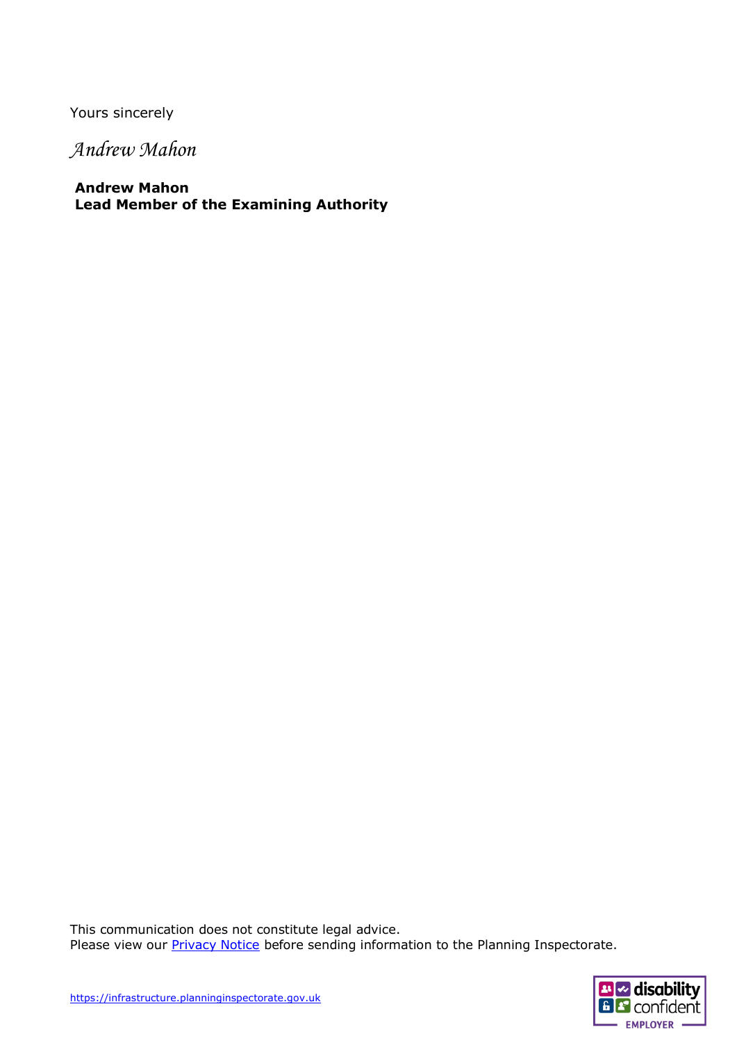Yours sincerely

*Andrew Mahon*

**Andrew Mahon**
**Lead Member of the Examining Authority**

This communication does not constitute legal advice.
Please view our [Privacy Notice](#) before sending information to the Planning Inspectorate.

https://infrastructure.planninginspectorate.gov.uk